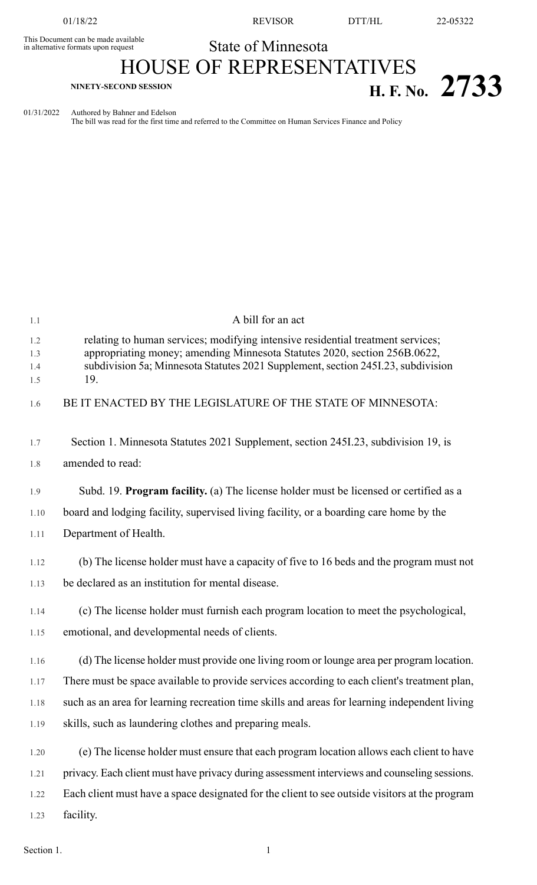This Document can be made available in alternative formats upon request

State of Minnesota

# HOUSE OF REPRESENTATIVES

**NINETY-SECOND SESSION**

# H. F. No. 2733

01/31/2022 Authored by Bahner and Edelson
The bill was read for the first time and referred to the Committee on Human Services Finance and Policy

A bill for an act

relating to human services; modifying intensive residential treatment services; appropriating money; amending Minnesota Statutes 2020, section 256B.0622, subdivision 5a; Minnesota Statutes 2021 Supplement, section 245I.23, subdivision 19.

BE IT ENACTED BY THE LEGISLATURE OF THE STATE OF MINNESOTA:

Section 1. Minnesota Statutes 2021 Supplement, section 245I.23, subdivision 19, is amended to read:

Subd. 19. **Program facility.** (a) The license holder must be licensed or certified as a board and lodging facility, supervised living facility, or a boarding care home by the Department of Health.

(b) The license holder must have a capacity of five to 16 beds and the program must not be declared as an institution for mental disease.

(c) The license holder must furnish each program location to meet the psychological, emotional, and developmental needs of clients.

(d) The license holder must provide one living room or lounge area per program location. There must be space available to provide services according to each client's treatment plan, such as an area for learning recreation time skills and areas for learning independent living skills, such as laundering clothes and preparing meals.

(e) The license holder must ensure that each program location allows each client to have privacy. Each client must have privacy during assessment interviews and counseling sessions. Each client must have a space designated for the client to see outside visitors at the program facility.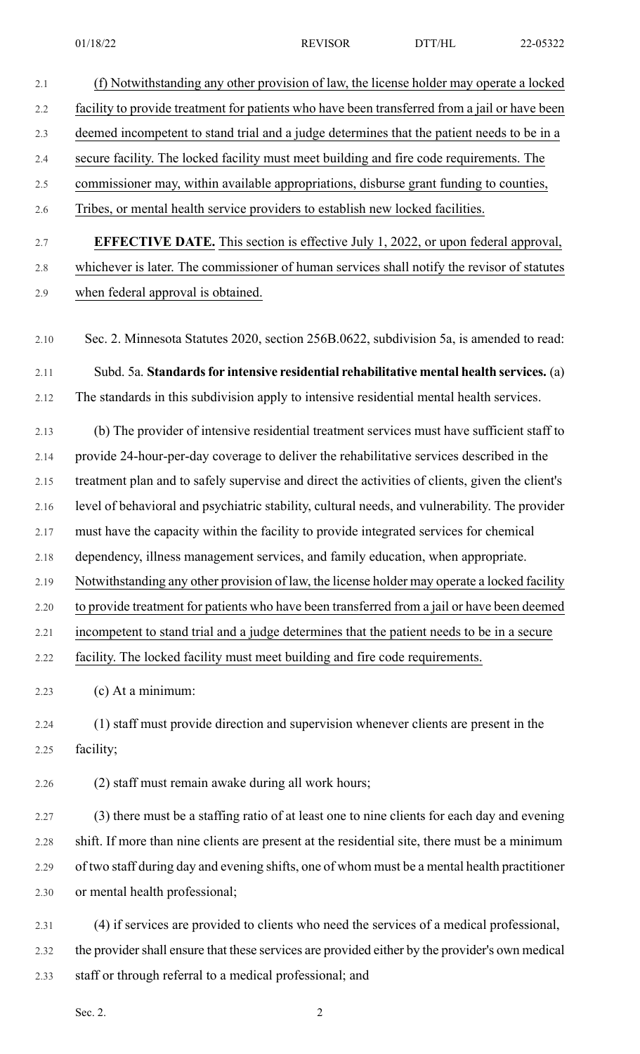(f) Notwithstanding any other provision of law, the license holder may operate a locked facility to provide treatment for patients who have been transferred from a jail or have been deemed incompetent to stand trial and a judge determines that the patient needs to be in a secure facility. The locked facility must meet building and fire code requirements. The commissioner may, within available appropriations, disburse grant funding to counties, Tribes, or mental health service providers to establish new locked facilities.

**EFFECTIVE DATE.** This section is effective July 1, 2022, or upon federal approval, whichever is later. The commissioner of human services shall notify the revisor of statutes when federal approval is obtained.

Sec. 2. Minnesota Statutes 2020, section 256B.0622, subdivision 5a, is amended to read:

Subd. 5a. **Standards for intensive residential rehabilitative mental health services.** (a) The standards in this subdivision apply to intensive residential mental health services.

(b) The provider of intensive residential treatment services must have sufficient staff to provide 24-hour-per-day coverage to deliver the rehabilitative services described in the treatment plan and to safely supervise and direct the activities of clients, given the client's level of behavioral and psychiatric stability, cultural needs, and vulnerability. The provider must have the capacity within the facility to provide integrated services for chemical dependency, illness management services, and family education, when appropriate. Notwithstanding any other provision of law, the license holder may operate a locked facility to provide treatment for patients who have been transferred from a jail or have been deemed incompetent to stand trial and a judge determines that the patient needs to be in a secure facility. The locked facility must meet building and fire code requirements.

(c) At a minimum:

(1) staff must provide direction and supervision whenever clients are present in the facility;

(2) staff must remain awake during all work hours;

(3) there must be a staffing ratio of at least one to nine clients for each day and evening shift. If more than nine clients are present at the residential site, there must be a minimum of two staff during day and evening shifts, one of whom must be a mental health practitioner or mental health professional;

(4) if services are provided to clients who need the services of a medical professional, the provider shall ensure that these services are provided either by the provider's own medical staff or through referral to a medical professional; and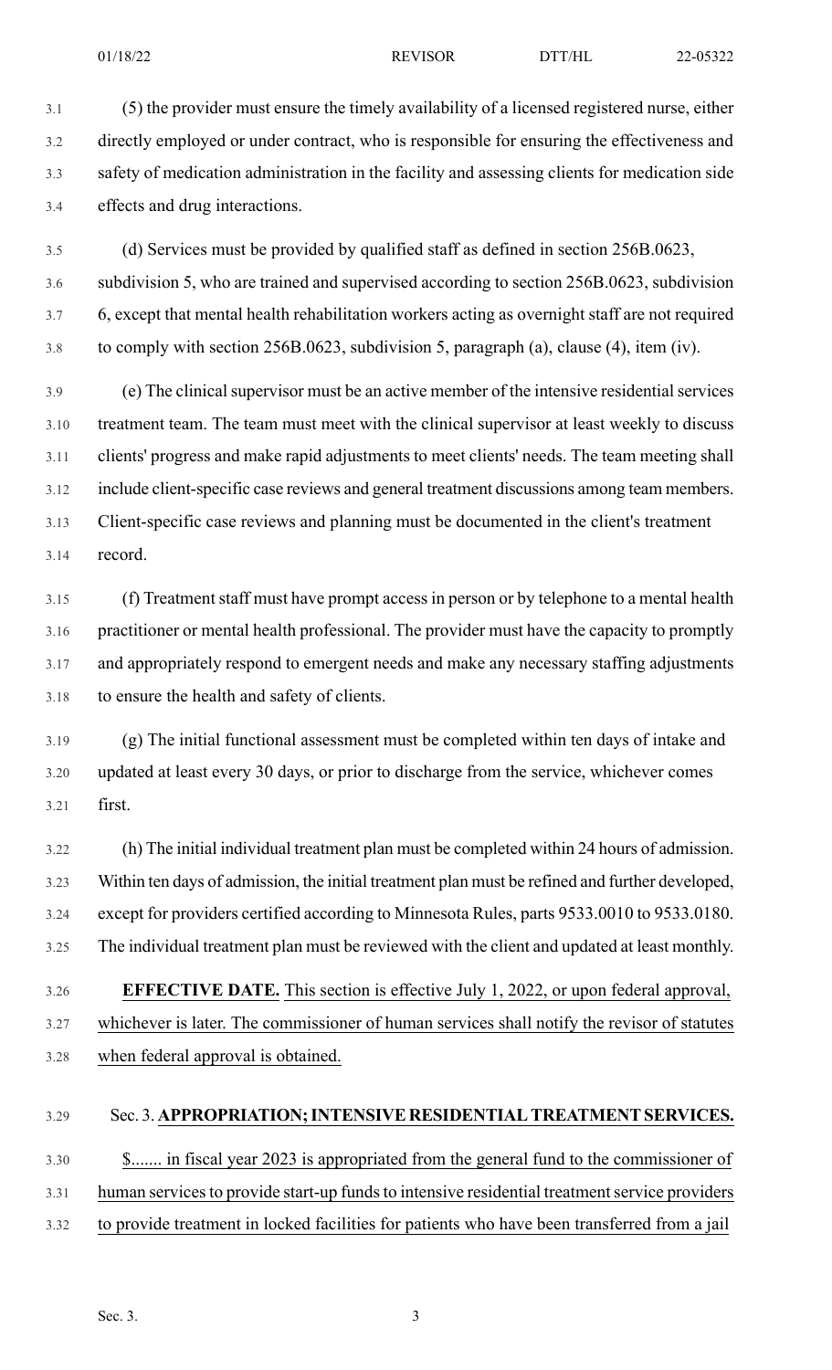(5) the provider must ensure the timely availability of a licensed registered nurse, either directly employed or under contract, who is responsible for ensuring the effectiveness and safety of medication administration in the facility and assessing clients for medication side effects and drug interactions.

(d) Services must be provided by qualified staff as defined in section 256B.0623, subdivision 5, who are trained and supervised according to section 256B.0623, subdivision 6, except that mental health rehabilitation workers acting as overnight staff are not required to comply with section 256B.0623, subdivision 5, paragraph (a), clause (4), item (iv).

(e) The clinical supervisor must be an active member of the intensive residential services treatment team. The team must meet with the clinical supervisor at least weekly to discuss clients' progress and make rapid adjustments to meet clients' needs. The team meeting shall include client-specific case reviews and general treatment discussions among team members. Client-specific case reviews and planning must be documented in the client's treatment record.

(f) Treatment staff must have prompt access in person or by telephone to a mental health practitioner or mental health professional. The provider must have the capacity to promptly and appropriately respond to emergent needs and make any necessary staffing adjustments to ensure the health and safety of clients.

(g) The initial functional assessment must be completed within ten days of intake and updated at least every 30 days, or prior to discharge from the service, whichever comes first.

(h) The initial individual treatment plan must be completed within 24 hours of admission. Within ten days of admission, the initial treatment plan must be refined and further developed, except for providers certified according to Minnesota Rules, parts 9533.0010 to 9533.0180. The individual treatment plan must be reviewed with the client and updated at least monthly.

**EFFECTIVE DATE.** This section is effective July 1, 2022, or upon federal approval, whichever is later. The commissioner of human services shall notify the revisor of statutes when federal approval is obtained.

Sec. 3. **APPROPRIATION; INTENSIVE RESIDENTIAL TREATMENT SERVICES.**

$....... in fiscal year 2023 is appropriated from the general fund to the commissioner of human services to provide start-up funds to intensive residential treatment service providers to provide treatment in locked facilities for patients who have been transferred from a jail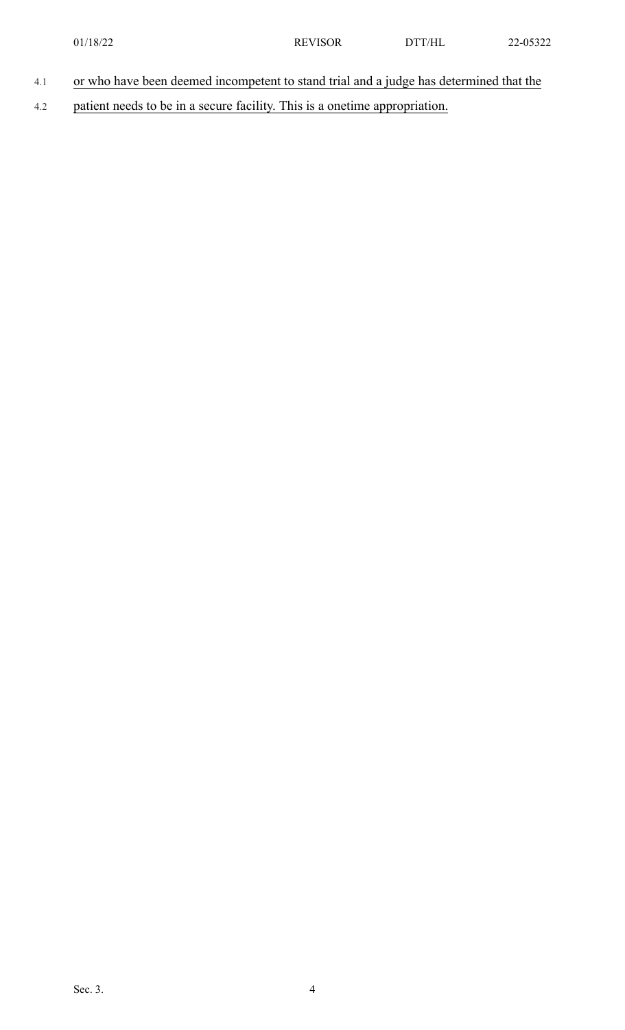or who have been deemed incompetent to stand trial and a judge has determined that the patient needs to be in a secure facility. This is a onetime appropriation.